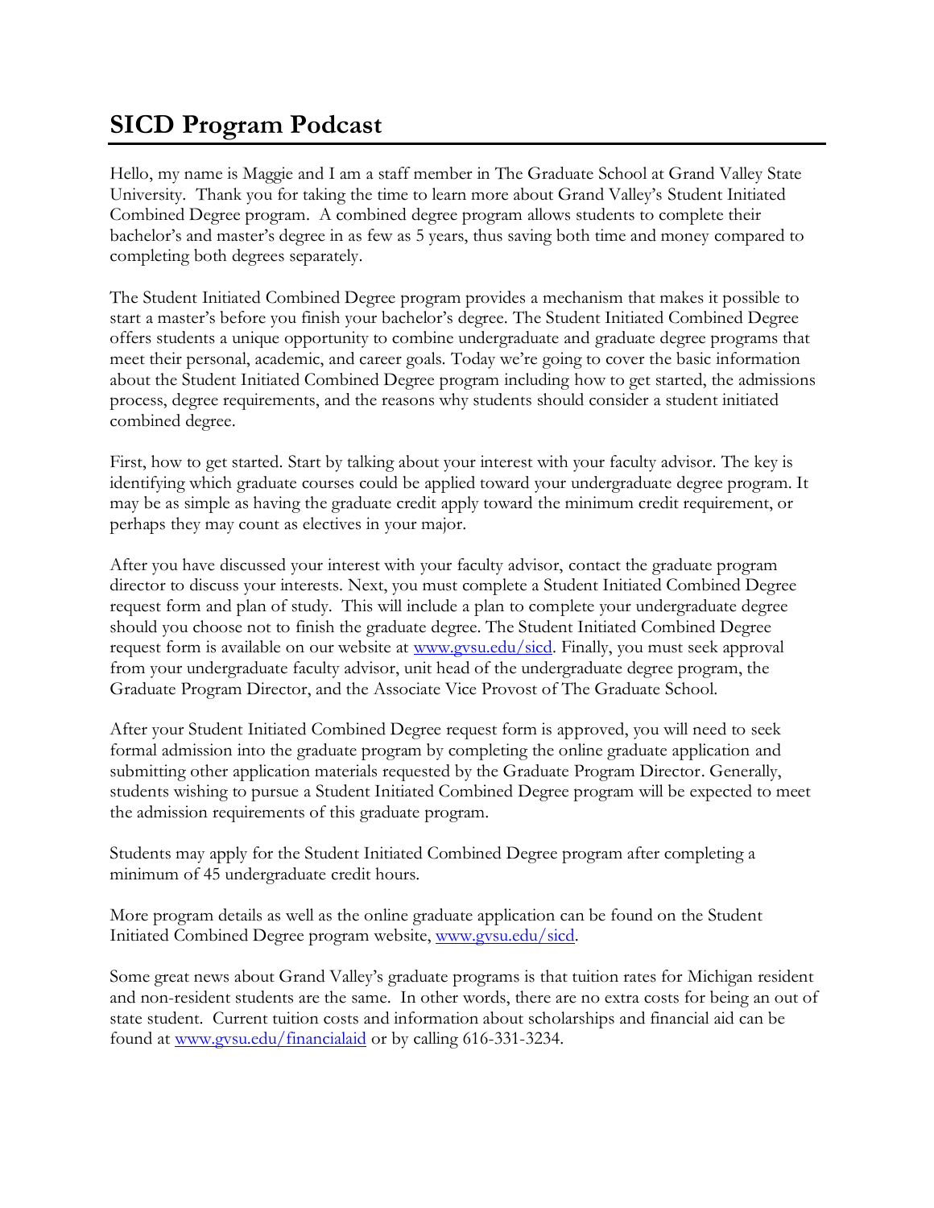# SICD Program Podcast

Hello, my name is Maggie and I am a staff member in The Graduate School at Grand Valley State University. Thank you for taking the time to learn more about Grand Valley's Student Initiated Combined Degree program. A combined degree program allows students to complete their bachelor's and master's degree in as few as 5 years, thus saving both time and money compared to completing both degrees separately.

The Student Initiated Combined Degree program provides a mechanism that makes it possible to start a master's before you finish your bachelor's degree. The Student Initiated Combined Degree offers students a unique opportunity to combine undergraduate and graduate degree programs that meet their personal, academic, and career goals. Today we're going to cover the basic information about the Student Initiated Combined Degree program including how to get started, the admissions process, degree requirements, and the reasons why students should consider a student initiated combined degree.

First, how to get started. Start by talking about your interest with your faculty advisor. The key is identifying which graduate courses could be applied toward your undergraduate degree program. It may be as simple as having the graduate credit apply toward the minimum credit requirement, or perhaps they may count as electives in your major.

After you have discussed your interest with your faculty advisor, contact the graduate program director to discuss your interests. Next, you must complete a Student Initiated Combined Degree request form and plan of study. This will include a plan to complete your undergraduate degree should you choose not to finish the graduate degree. The Student Initiated Combined Degree request form is available on our website at [www.gvsu.edu/sicd](http://www.gvsu.edu/sicd). Finally, you must seek approval from your undergraduate faculty advisor, unit head of the undergraduate degree program, the Graduate Program Director, and the Associate Vice Provost of The Graduate School.

After your Student Initiated Combined Degree request form is approved, you will need to seek formal admission into the graduate program by completing the online graduate application and submitting other application materials requested by the Graduate Program Director. Generally, students wishing to pursue a Student Initiated Combined Degree program will be expected to meet the admission requirements of this graduate program.

Students may apply for the Student Initiated Combined Degree program after completing a minimum of 45 undergraduate credit hours.

More program details as well as the online graduate application can be found on the Student Initiated Combined Degree program website, [www.gvsu.edu/sicd](http://www.gvsu.edu/sicd).

Some great news about Grand Valley's graduate programs is that tuition rates for Michigan resident and non-resident students are the same. In other words, there are no extra costs for being an out of state student. Current tuition costs and information about scholarships and financial aid can be found at [www.gvsu.edu/financialaid](http://www.gvsu.edu/financialaid) or by calling 616-331-3234.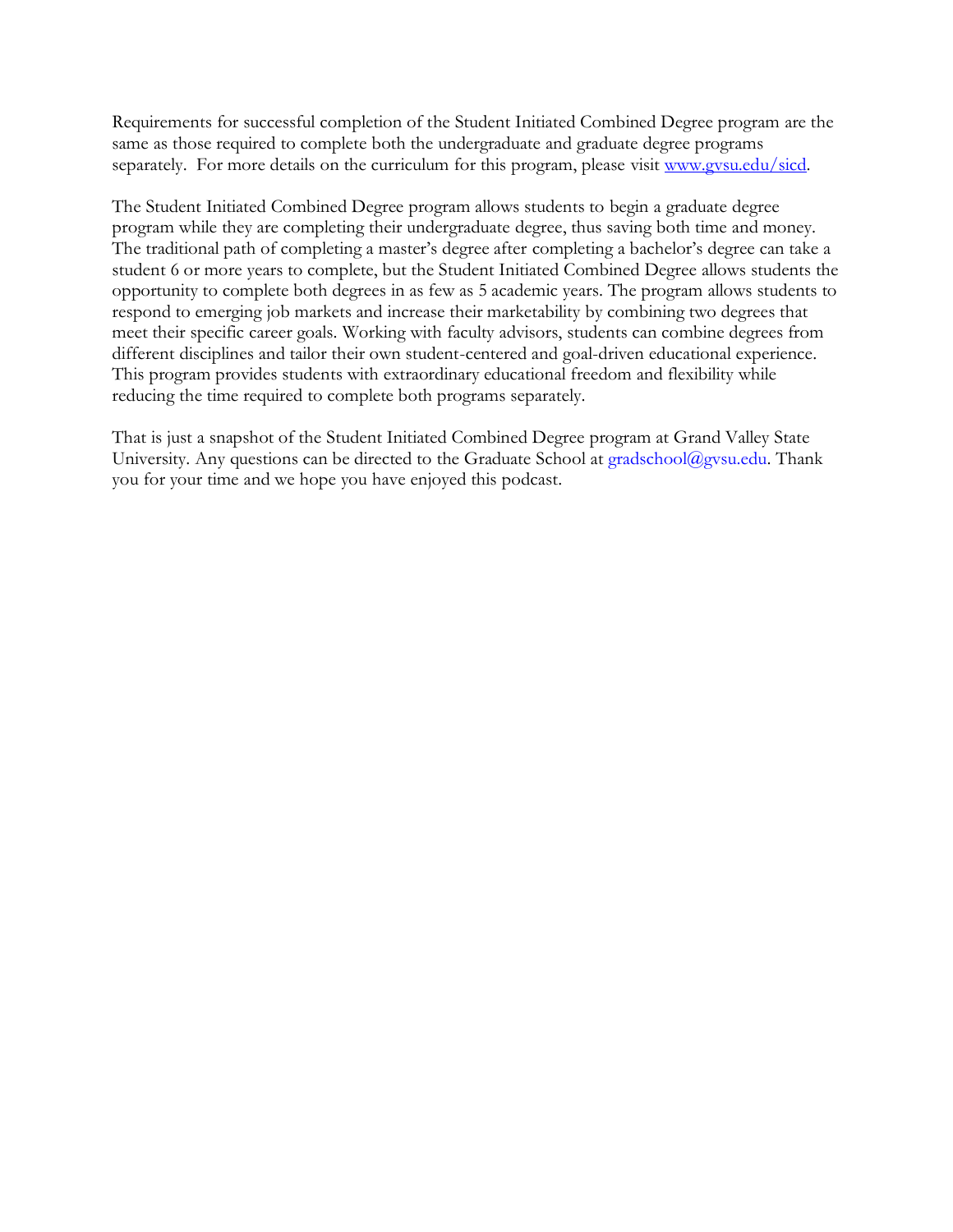Requirements for successful completion of the Student Initiated Combined Degree program are the same as those required to complete both the undergraduate and graduate degree programs separately. For more details on the curriculum for this program, please visit [www.gvsu.edu/sicd](http://www.gvsu.edu/sicd).

The Student Initiated Combined Degree program allows students to begin a graduate degree program while they are completing their undergraduate degree, thus saving both time and money. The traditional path of completing a master's degree after completing a bachelor's degree can take a student 6 or more years to complete, but the Student Initiated Combined Degree allows students the opportunity to complete both degrees in as few as 5 academic years. The program allows students to respond to emerging job markets and increase their marketability by combining two degrees that meet their specific career goals. Working with faculty advisors, students can combine degrees from different disciplines and tailor their own student-centered and goal-driven educational experience. This program provides students with extraordinary educational freedom and flexibility while reducing the time required to complete both programs separately.

That is just a snapshot of the Student Initiated Combined Degree program at Grand Valley State University. Any questions can be directed to the Graduate School at gradschool@gvsu.edu. Thank you for your time and we hope you have enjoyed this podcast.